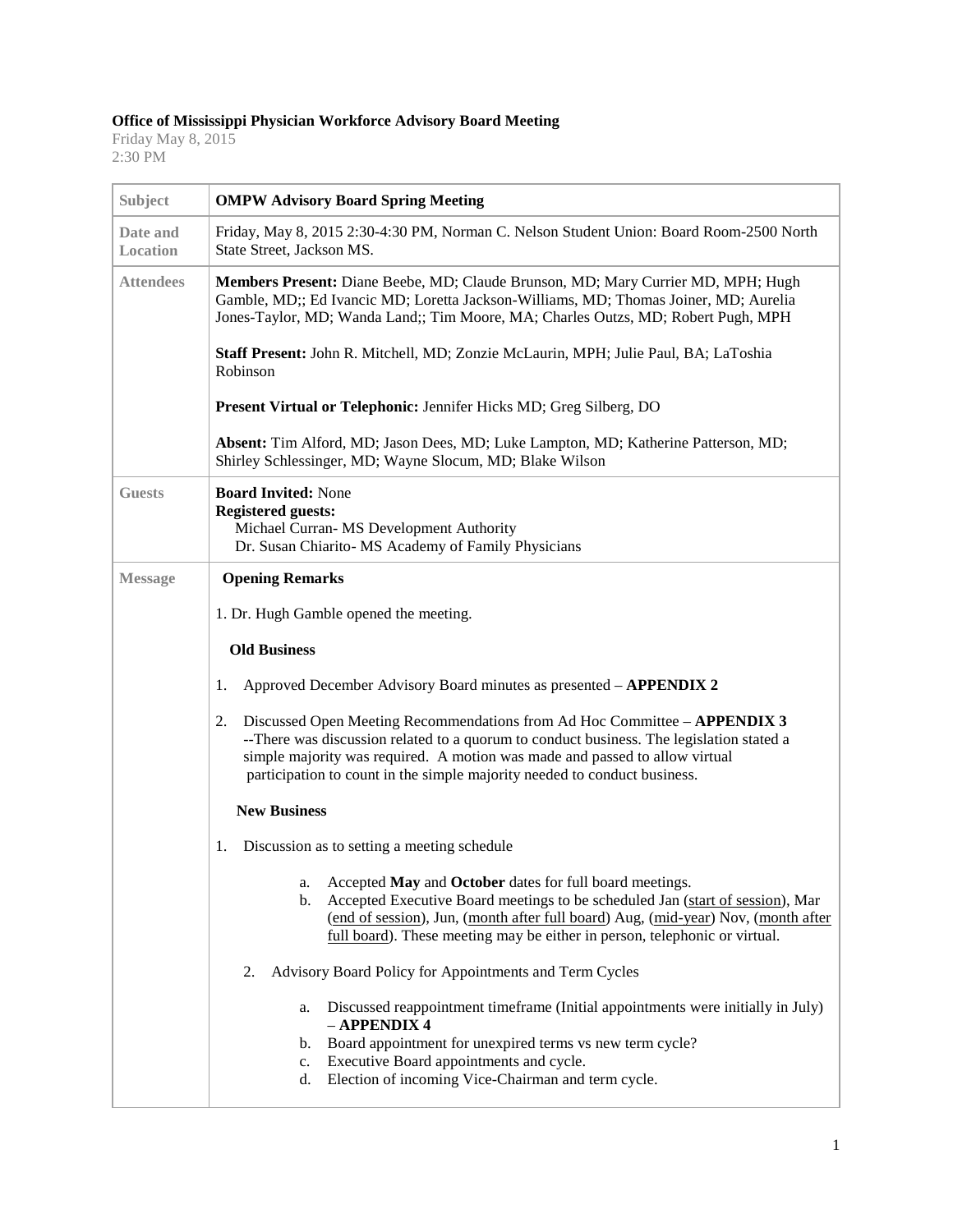**Office of Mississippi Physician Workforce Advisory Board Meeting**

Friday May 8, 2015
2:30 PM

| Subject | **OMPW Advisory Board Spring Meeting** |
|---|---|
| Date and Location | Friday, May 8, 2015 2:30-4:30 PM, Norman C. Nelson Student Union: Board Room-2500 North State Street, Jackson MS. |
| Attendees | **Members Present:** Diane Beebe, MD; Claude Brunson, MD; Mary Currier MD, MPH; Hugh Gamble, MD;; Ed Ivancic MD; Loretta Jackson-Williams, MD; Thomas Joiner, MD; Aurelia Jones-Taylor, MD; Wanda Land;; Tim Moore, MA; Charles Outzs, MD; Robert Pugh, MPH<br><br>**Staff Present:** John R. Mitchell, MD; Zonzie McLaurin, MPH; Julie Paul, BA; LaToshia Robinson<br><br>**Present Virtual or Telephonic:** Jennifer Hicks MD; Greg Silberg, DO<br><br>**Absent:** Tim Alford, MD; Jason Dees, MD; Luke Lampton, MD; Katherine Patterson, MD; Shirley Schlessinger, MD; Wayne Slocum, MD; Blake Wilson |
| Guests | **Board Invited:** None<br>**Registered guests:**<br>Michael Curran- MS Development Authority<br>Dr. Susan Chiarito- MS Academy of Family Physicians |
| Message | **Opening Remarks**<br><br>1. Dr. Hugh Gamble opened the meeting.<br><br>**Old Business**<br><br>1. Approved December Advisory Board minutes as presented – **APPENDIX 2**<br><br>2. Discussed Open Meeting Recommendations from Ad Hoc Committee – **APPENDIX 3** --There was discussion related to a quorum to conduct business. The legislation stated a simple majority was required. A motion was made and passed to allow virtual participation to count in the simple majority needed to conduct business.<br><br>**New Business**<br><br>1. Discussion as to setting a meeting schedule<br><br>a. Accepted **May** and **October** dates for full board meetings.<br>b. Accepted Executive Board meetings to be scheduled Jan (<u>start of session</u>), Mar (<u>end of session</u>), Jun, (<u>month after full board</u>) Aug, (<u>mid-year</u>) Nov, (<u>month after full board</u>). These meeting may be either in person, telephonic or virtual.<br><br>2. Advisory Board Policy for Appointments and Term Cycles<br><br>a. Discussed reappointment timeframe (Initial appointments were initially in July) – **APPENDIX 4**<br>b. Board appointment for unexpired terms vs new term cycle?<br>c. Executive Board appointments and cycle.<br>d. Election of incoming Vice-Chairman and term cycle. |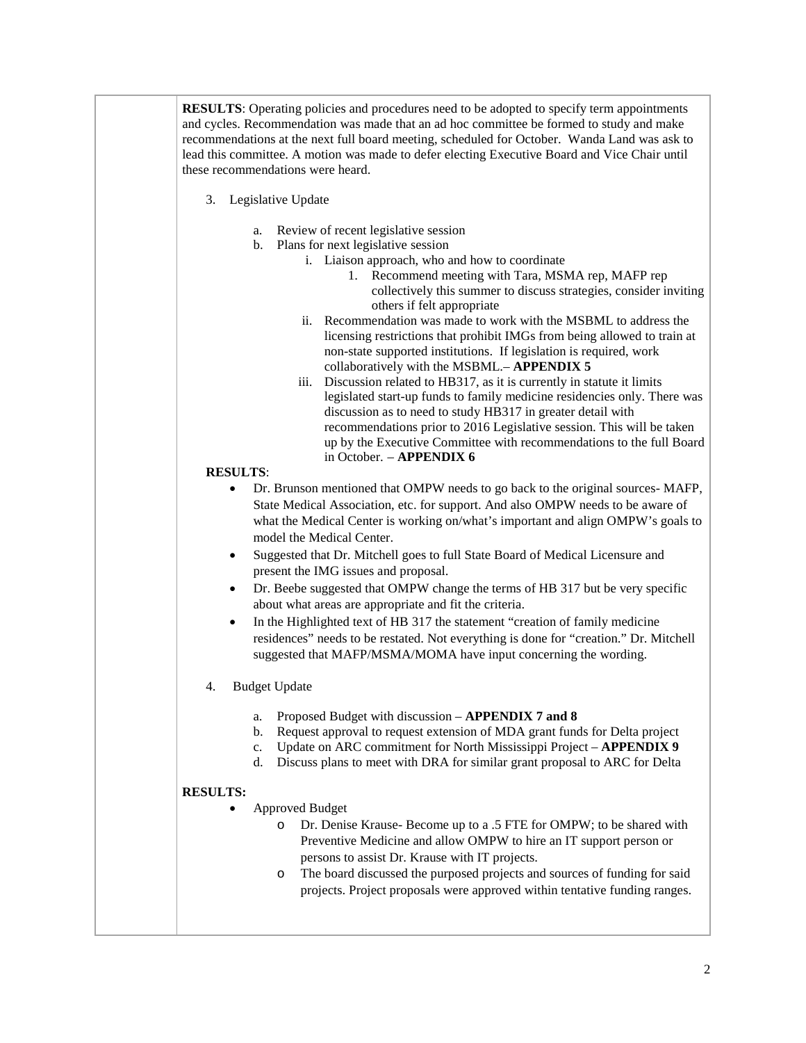**RESULTS**: Operating policies and procedures need to be adopted to specify term appointments and cycles. Recommendation was made that an ad hoc committee be formed to study and make recommendations at the next full board meeting, scheduled for October. Wanda Land was ask to lead this committee. A motion was made to defer electing Executive Board and Vice Chair until these recommendations were heard.

3. Legislative Update

    a. Review of recent legislative session
    b. Plans for next legislative session
        i. Liaison approach, who and how to coordinate
            1. Recommend meeting with Tara, MSMA rep, MAFP rep collectively this summer to discuss strategies, consider inviting others if felt appropriate
        ii. Recommendation was made to work with the MSBML to address the licensing restrictions that prohibit IMGs from being allowed to train at non-state supported institutions. If legislation is required, work collaboratively with the MSBML.– **APPENDIX 5**
        iii. Discussion related to HB317, as it is currently in statute it limits legislated start-up funds to family medicine residencies only. There was discussion as to need to study HB317 in greater detail with recommendations prior to 2016 Legislative session. This will be taken up by the Executive Committee with recommendations to the full Board in October. – **APPENDIX 6**

**RESULTS**:

- Dr. Brunson mentioned that OMPW needs to go back to the original sources- MAFP, State Medical Association, etc. for support. And also OMPW needs to be aware of what the Medical Center is working on/what's important and align OMPW's goals to model the Medical Center.
- Suggested that Dr. Mitchell goes to full State Board of Medical Licensure and present the IMG issues and proposal.
- Dr. Beebe suggested that OMPW change the terms of HB 317 but be very specific about what areas are appropriate and fit the criteria.
- In the Highlighted text of HB 317 the statement "creation of family medicine residences" needs to be restated. Not everything is done for "creation." Dr. Mitchell suggested that MAFP/MSMA/MOMA have input concerning the wording.

4. Budget Update

    a. Proposed Budget with discussion – **APPENDIX 7 and 8**
    b. Request approval to request extension of MDA grant funds for Delta project
    c. Update on ARC commitment for North Mississippi Project – **APPENDIX 9**
    d. Discuss plans to meet with DRA for similar grant proposal to ARC for Delta

**RESULTS:**

- Approved Budget
    - Dr. Denise Krause- Become up to a .5 FTE for OMPW; to be shared with Preventive Medicine and allow OMPW to hire an IT support person or persons to assist Dr. Krause with IT projects.
    - The board discussed the purposed projects and sources of funding for said projects. Project proposals were approved within tentative funding ranges.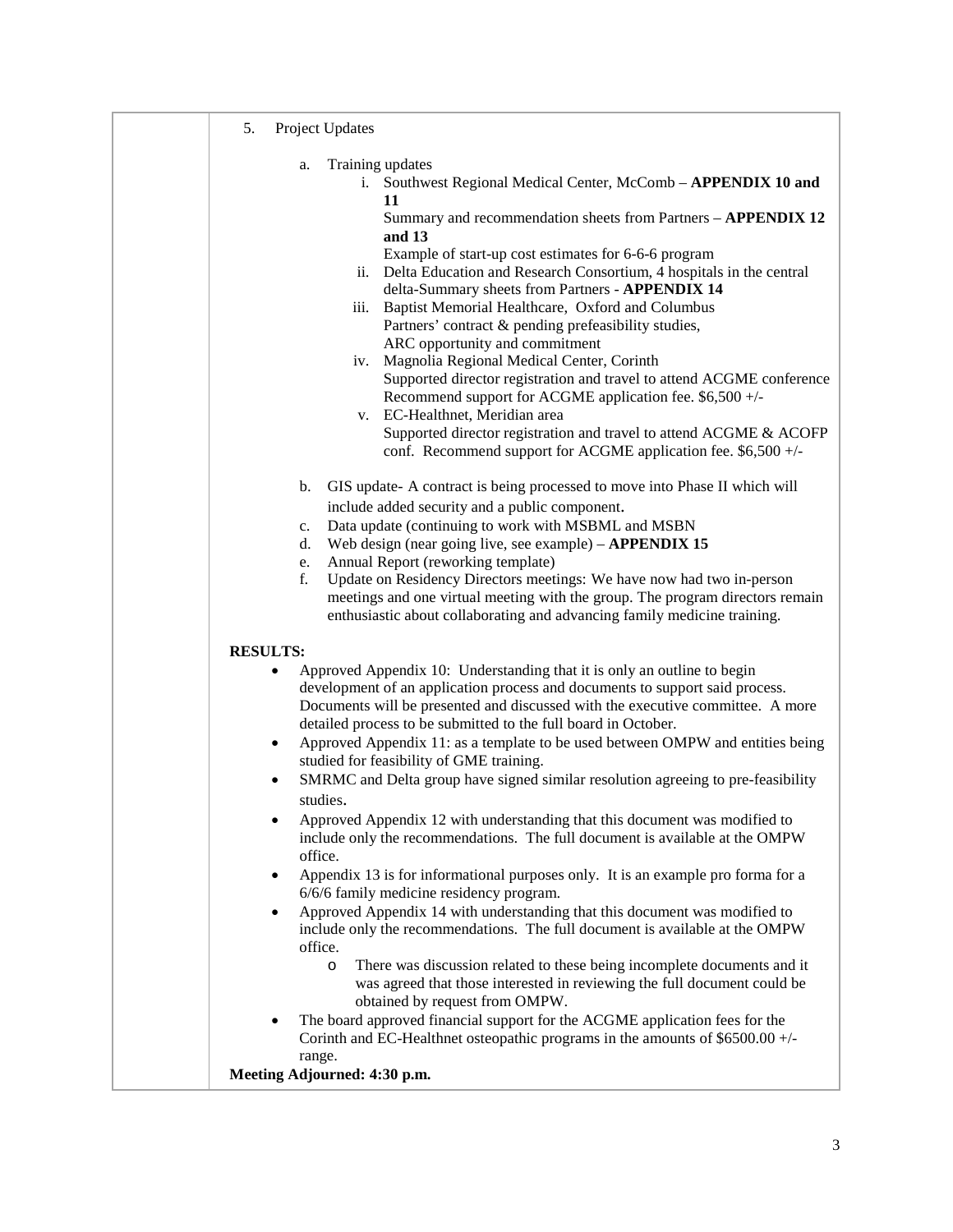5. Project Updates

   a. Training updates
      i. Southwest Regional Medical Center, McComb – **APPENDIX 10 and 11**
         Summary and recommendation sheets from Partners – **APPENDIX 12 and 13**
         Example of start-up cost estimates for 6-6-6 program
      ii. Delta Education and Research Consortium, 4 hospitals in the central delta-Summary sheets from Partners - **APPENDIX 14**
      iii. Baptist Memorial Healthcare, Oxford and Columbus
         Partners' contract & pending prefeasibility studies,
         ARC opportunity and commitment
      iv. Magnolia Regional Medical Center, Corinth
         Supported director registration and travel to attend ACGME conference
         Recommend support for ACGME application fee. $6,500 +/-
      v. EC-Healthnet, Meridian area
         Supported director registration and travel to attend ACGME & ACOFP conf. Recommend support for ACGME application fee. $6,500 +/-

   b. GIS update- A contract is being processed to move into Phase II which will include added security and a public component.
   c. Data update (continuing to work with MSBML and MSBN
   d. Web design (near going live, see example) – **APPENDIX 15**
   e. Annual Report (reworking template)
   f. Update on Residency Directors meetings: We have now had two in-person meetings and one virtual meeting with the group. The program directors remain enthusiastic about collaborating and advancing family medicine training.

**RESULTS:**

- Approved Appendix 10: Understanding that it is only an outline to begin development of an application process and documents to support said process. Documents will be presented and discussed with the executive committee. A more detailed process to be submitted to the full board in October.
- Approved Appendix 11: as a template to be used between OMPW and entities being studied for feasibility of GME training.
- SMRMC and Delta group have signed similar resolution agreeing to pre-feasibility studies.
- Approved Appendix 12 with understanding that this document was modified to include only the recommendations. The full document is available at the OMPW office.
- Appendix 13 is for informational purposes only. It is an example pro forma for a 6/6/6 family medicine residency program.
- Approved Appendix 14 with understanding that this document was modified to include only the recommendations. The full document is available at the OMPW office.
  - There was discussion related to these being incomplete documents and it was agreed that those interested in reviewing the full document could be obtained by request from OMPW.
- The board approved financial support for the ACGME application fees for the Corinth and EC-Healthnet osteopathic programs in the amounts of $6500.00 +/- range.

**Meeting Adjourned: 4:30 p.m.**